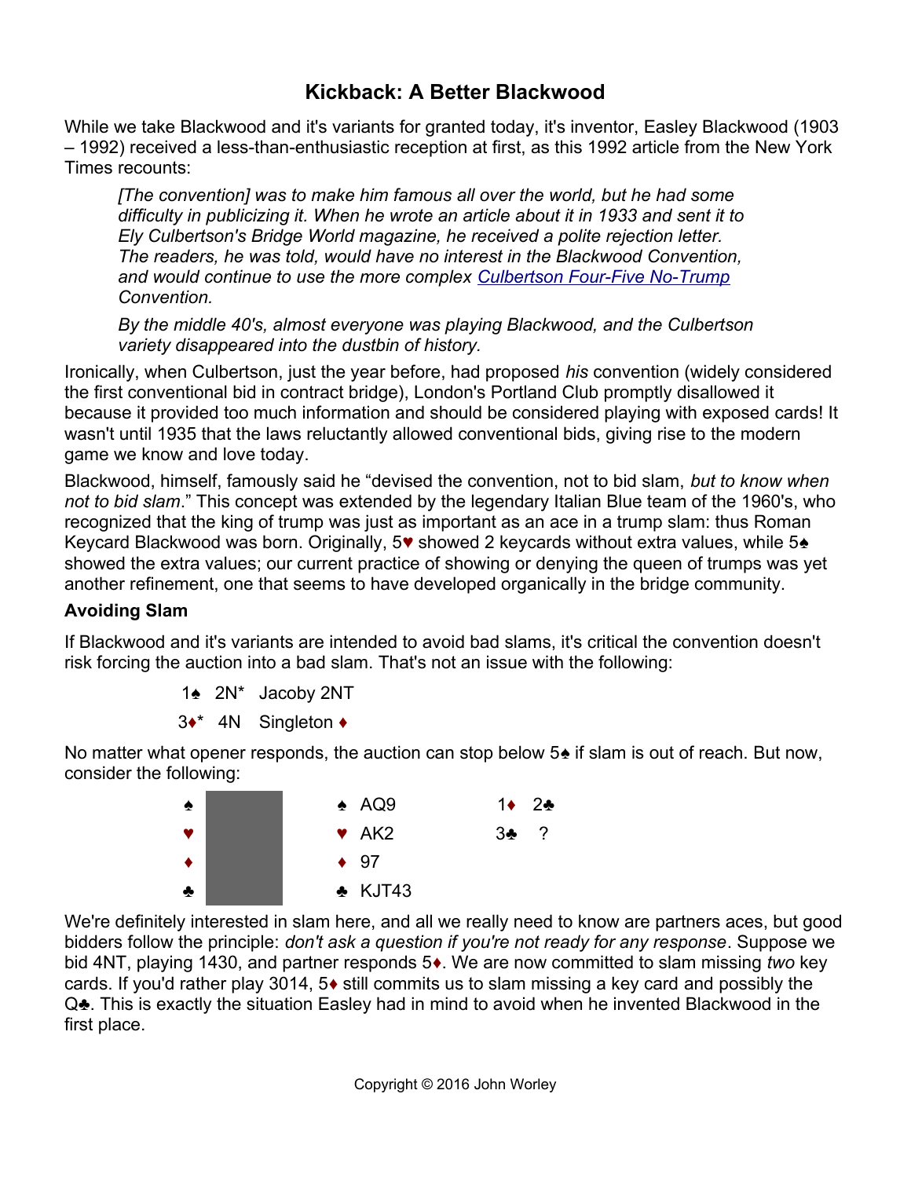# Kickback: A Better Blackwood

While we take Blackwood and it's variants for granted today, it's inventor, Easley Blackwood (1903 – 1992) received a less-than-enthusiastic reception at first, as this 1992 article from the New York Times recounts:

> *[The convention] was to make him famous all over the world, but he had some difficulty in publicizing it. When he wrote an article about it in 1933 and sent it to Ely Culbertson's Bridge World magazine, he received a polite rejection letter. The readers, he was told, would have no interest in the Blackwood Convention, and would continue to use the more complex Culbertson Four-Five No-Trump Convention.*
>
> *By the middle 40's, almost everyone was playing Blackwood, and the Culbertson variety disappeared into the dustbin of history.*

Ironically, when Culbertson, just the year before, had proposed *his* convention (widely considered the first conventional bid in contract bridge), London's Portland Club promptly disallowed it because it provided too much information and should be considered playing with exposed cards! It wasn't until 1935 that the laws reluctantly allowed conventional bids, giving rise to the modern game we know and love today.

Blackwood, himself, famously said he "devised the convention, not to bid slam, *but to know when not to bid slam*." This concept was extended by the legendary Italian Blue team of the 1960's, who recognized that the king of trump was just as important as an ace in a trump slam: thus Roman Keycard Blackwood was born. Originally, 5♥ showed 2 keycards without extra values, while 5♠ showed the extra values; our current practice of showing or denying the queen of trumps was yet another refinement, one that seems to have developed organically in the bridge community.

### Avoiding Slam

If Blackwood and it's variants are intended to avoid bad slams, it's critical the convention doesn't risk forcing the auction into a bad slam. That's not an issue with the following:

| | | |
|---|---|---|
| 1♠ | 2N* | Jacoby 2NT |
| 3♦* | 4N | Singleton ♦ |

No matter what opener responds, the auction can stop below 5♠ if slam is out of reach. But now, consider the following:

| | | | |
|---|---|---|---|
| ♠ | ♠ AQ9 | 1♦ | 2♣ |
| ♥ | ♥ AK2 | 3♣ | ? |
| ♦ | ♦ 97 | | |
| ♣ | ♣ KJT43 | | |

We're definitely interested in slam here, and all we really need to know are partners aces, but good bidders follow the principle: *don't ask a question if you're not ready for any response*. Suppose we bid 4NT, playing 1430, and partner responds 5♦. We are now committed to slam missing *two* key cards. If you'd rather play 3014, 5♦ still commits us to slam missing a key card and possibly the Q♣. This is exactly the situation Easley had in mind to avoid when he invented Blackwood in the first place.

Copyright © 2016 John Worley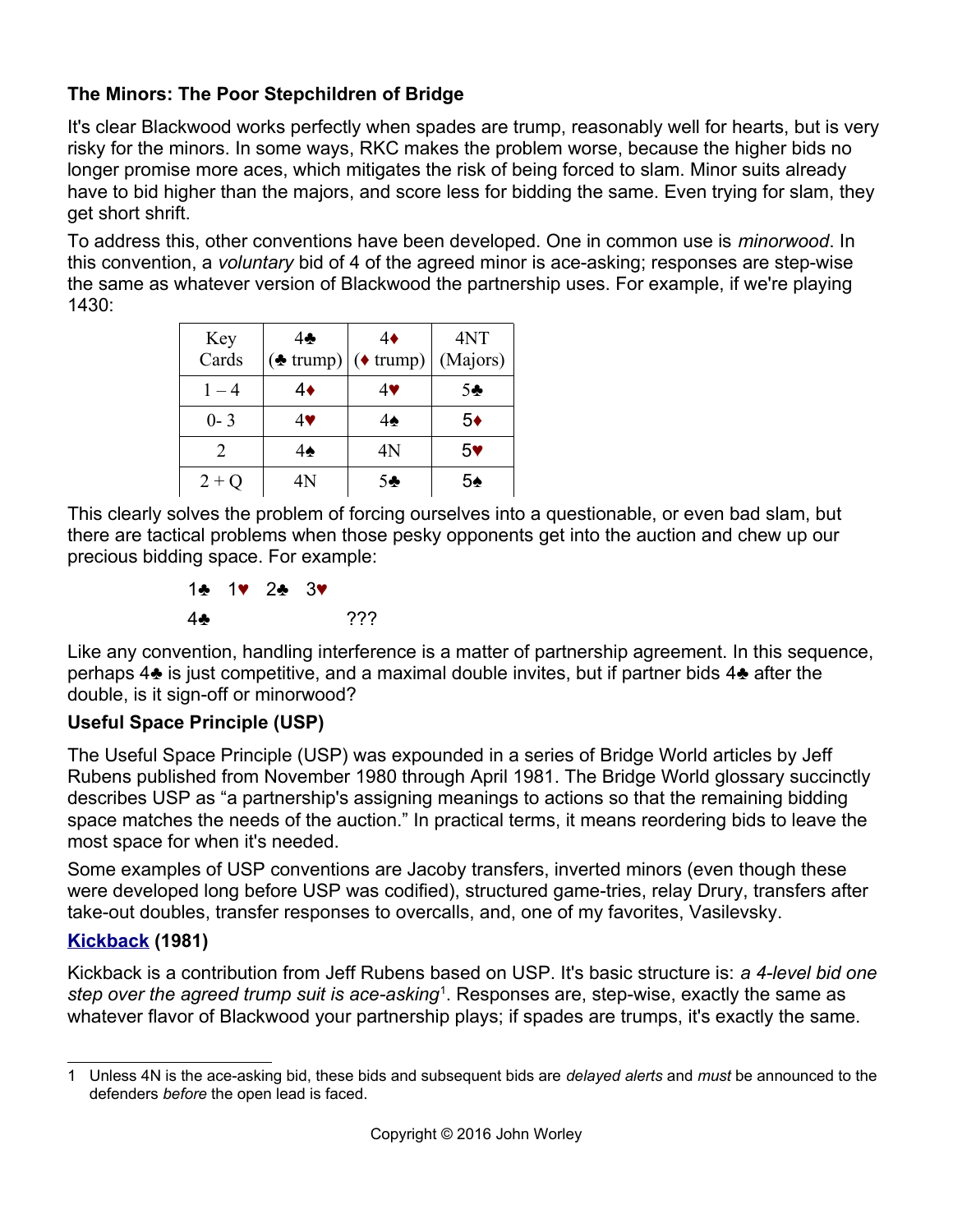### The Minors: The Poor Stepchildren of Bridge

It's clear Blackwood works perfectly when spades are trump, reasonably well for hearts, but is very risky for the minors. In some ways, RKC makes the problem worse, because the higher bids no longer promise more aces, which mitigates the risk of being forced to slam. Minor suits already have to bid higher than the majors, and score less for bidding the same. Even trying for slam, they get short shrift.

To address this, other conventions have been developed. One in common use is *minorwood*. In this convention, a *voluntary* bid of 4 of the agreed minor is ace-asking; responses are step-wise the same as whatever version of Blackwood the partnership uses. For example, if we're playing 1430:

| Key Cards | 4♣ (♣ trump) | 4♦ (♦ trump) | 4NT (Majors) |
|---|---|---|---|
| 1 – 4 | 4♦ | 4♥ | 5♣ |
| 0- 3 | 4♥ | 4♠ | 5♦ |
| 2 | 4♠ | 4N | 5♥ |
| 2 + Q | 4N | 5♣ | 5♠ |

This clearly solves the problem of forcing ourselves into a questionable, or even bad slam, but there are tactical problems when those pesky opponents get into the auction and chew up our precious bidding space. For example:

| | | | |
|---|---|---|---|
| 1♣ | 1♥ | 2♣ | 3♥ |
| 4♣ | | | ??? |

Like any convention, handling interference is a matter of partnership agreement. In this sequence, perhaps 4♣ is just competitive, and a maximal double invites, but if partner bids 4♣ after the double, is it sign-off or minorwood?

### Useful Space Principle (USP)

The Useful Space Principle (USP) was expounded in a series of Bridge World articles by Jeff Rubens published from November 1980 through April 1981. The Bridge World glossary succinctly describes USP as "a partnership's assigning meanings to actions so that the remaining bidding space matches the needs of the auction." In practical terms, it means reordering bids to leave the most space for when it's needed.

Some examples of USP conventions are Jacoby transfers, inverted minors (even though these were developed long before USP was codified), structured game-tries, relay Drury, transfers after take-out doubles, transfer responses to overcalls, and, one of my favorites, Vasilevsky.

### Kickback (1981)

Kickback is a contribution from Jeff Rubens based on USP. It's basic structure is: *a 4-level bid one step over the agreed trump suit is ace-asking*[1]. Responses are, step-wise, exactly the same as whatever flavor of Blackwood your partnership plays; if spades are trumps, it's exactly the same.

1 Unless 4N is the ace-asking bid, these bids and subsequent bids are *delayed alerts* and *must* be announced to the defenders *before* the open lead is faced.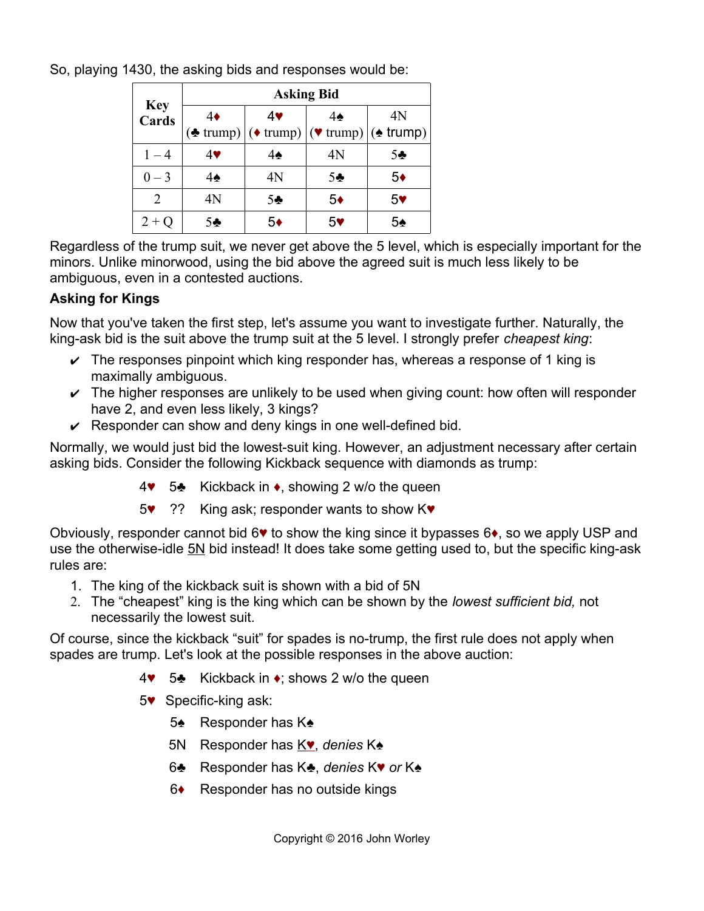So, playing 1430, the asking bids and responses would be:

| Key Cards | Asking Bid | | | |
|---|---|---|---|---|
| | 4♦ (♣ trump) | 4♥ (♦ trump) | 4♠ (♥ trump) | 4N (♠ trump) |
| 1 – 4 | 4♥ | 4♠ | 4N | 5♣ |
| 0 – 3 | 4♠ | 4N | 5♣ | 5♦ |
| 2 | 4N | 5♣ | 5♦ | 5♥ |
| 2 + Q | 5♣ | 5♦ | 5♥ | 5♠ |

Regardless of the trump suit, we never get above the 5 level, which is especially important for the minors. Unlike minorwood, using the bid above the agreed suit is much less likely to be ambiguous, even in a contested auctions.

### Asking for Kings

Now that you've taken the first step, let's assume you want to investigate further. Naturally, the king-ask bid is the suit above the trump suit at the 5 level. I strongly prefer *cheapest king*:

- ✔ The responses pinpoint which king responder has, whereas a response of 1 king is maximally ambiguous.
- ✔ The higher responses are unlikely to be used when giving count: how often will responder have 2, and even less likely, 3 kings?
- ✔ Responder can show and deny kings in one well-defined bid.

Normally, we would just bid the lowest-suit king. However, an adjustment necessary after certain asking bids. Consider the following Kickback sequence with diamonds as trump:

4♥ 5♣ Kickback in ♦, showing 2 w/o the queen

5♥ ?? King ask; responder wants to show K♥

Obviously, responder cannot bid 6♥ to show the king since it bypasses 6♦, so we apply USP and use the otherwise-idle 5N bid instead! It does take some getting used to, but the specific king-ask rules are:

1. The king of the kickback suit is shown with a bid of 5N
2. The "cheapest" king is the king which can be shown by the *lowest sufficient bid,* not necessarily the lowest suit.

Of course, since the kickback "suit" for spades is no-trump, the first rule does not apply when spades are trump. Let's look at the possible responses in the above auction:

4♥ 5♣ Kickback in ♦; shows 2 w/o the queen

5♥ Specific-king ask:

- 5♠ Responder has K♠
- 5N Responder has K♥, *denies* K♠
- 6♣ Responder has K♣, *denies* K♥ *or* K♠
- 6♦ Responder has no outside kings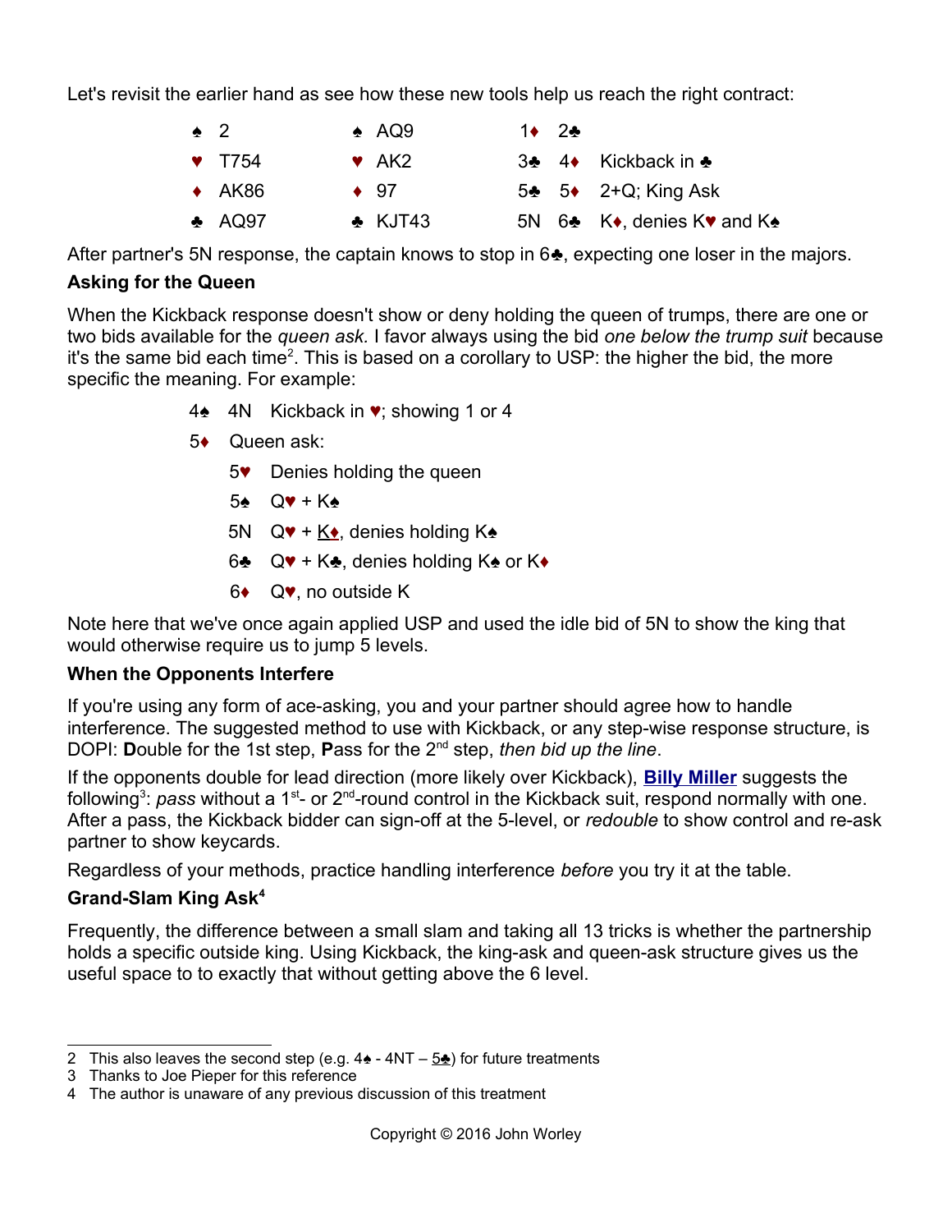Let's revisit the earlier hand as see how these new tools help us reach the right contract:

| | | | | |
|---|---|---|---|---|
| ♠ 2 | ♠ AQ9 | 1♦ | 2♣ | |
| ♥ T754 | ♥ AK2 | 3♣ | 4♦ | Kickback in ♣ |
| ♦ AK86 | ♦ 97 | 5♣ | 5♦ | 2+Q; King Ask |
| ♣ AQ97 | ♣ KJT43 | 5N | 6♣ | K♦, denies K♥ and K♠ |

After partner's 5N response, the captain knows to stop in 6♣, expecting one loser in the majors.

**Asking for the Queen**

When the Kickback response doesn't show or deny holding the queen of trumps, there are one or two bids available for the *queen ask.* I favor always using the bid *one below the trump suit* because it's the same bid each time[2]. This is based on a corollary to USP: the higher the bid, the more specific the meaning. For example:

4♠ 4N Kickback in ♥; showing 1 or 4

5♦ Queen ask:

- 5♥ Denies holding the queen
- 5♠ Q♥ + K♠
- 5N Q♥ + K♦, denies holding K♠
- 6♣ Q♥ + K♣, denies holding K♠ or K♦
- 6♦ Q♥, no outside K

Note here that we've once again applied USP and used the idle bid of 5N to show the king that would otherwise require us to jump 5 levels.

**When the Opponents Interfere**

If you're using any form of ace-asking, you and your partner should agree how to handle interference. The suggested method to use with Kickback, or any step-wise response structure, is DOPI: **D**ouble for the 1st step, **P**ass for the 2nd step, *then bid up the line*.

If the opponents double for lead direction (more likely over Kickback), **Billy Miller** suggests the following[3]: *pass* without a 1st- or 2nd-round control in the Kickback suit, respond normally with one. After a pass, the Kickback bidder can sign-off at the 5-level, or *redouble* to show control and re-ask partner to show keycards.

Regardless of your methods, practice handling interference *before* you try it at the table.

**Grand-Slam King Ask**[4]

Frequently, the difference between a small slam and taking all 13 tricks is whether the partnership holds a specific outside king. Using Kickback, the king-ask and queen-ask structure gives us the useful space to to exactly that without getting above the 6 level.

---

2 This also leaves the second step (e.g. 4♠ - 4NT – 5♣) for future treatments

3 Thanks to Joe Pieper for this reference

4 The author is unaware of any previous discussion of this treatment

Copyright © 2016 John Worley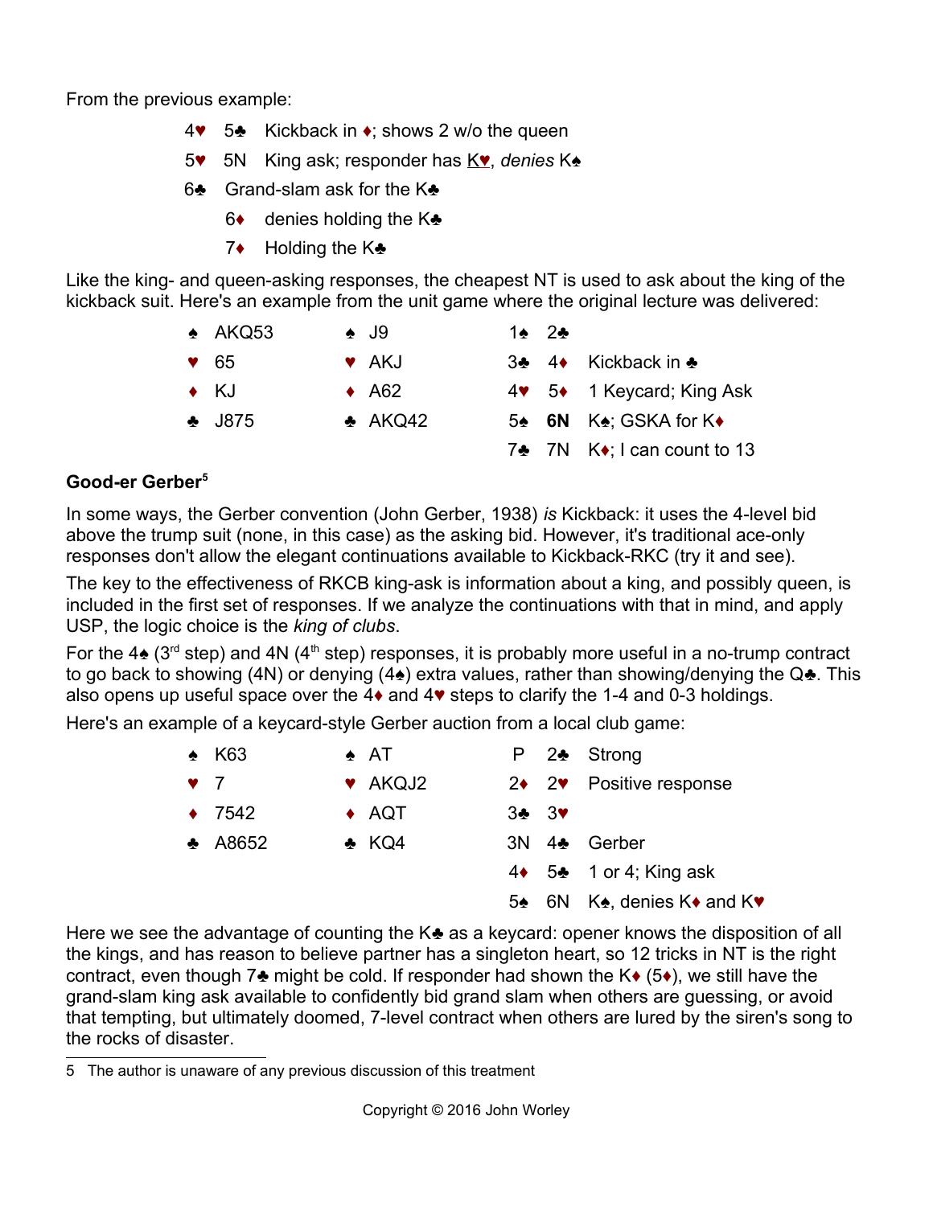From the previous example:

| | | |
|---|---|---|
| 4♥ | 5♣ | Kickback in ♦; shows 2 w/o the queen |
| 5♥ | 5N | King ask; responder has K♥, *denies* K♠ |
| 6♣ | | Grand-slam ask for the K♣ |
| | 6♦ | denies holding the K♣ |
| | 7♦ | Holding the K♣ |

Like the king- and queen-asking responses, the cheapest NT is used to ask about the king of the kickback suit. Here's an example from the unit game where the original lecture was delivered:

| | | | | |
|---|---|---|---|---|
| ♠ AKQ53 | ♠ J9 | 1♠ | 2♣ | |
| ♥ 65 | ♥ AKJ | 3♣ | 4♦ | Kickback in ♣ |
| ♦ KJ | ♦ A62 | 4♥ | 5♦ | 1 Keycard; King Ask |
| ♣ J875 | ♣ AKQ42 | 5♠ | **6N** | K♠; GSKA for K♦ |
| | | 7♣ | 7N | K♦; I can count to 13 |

**Good-er Gerber**[5]

In some ways, the Gerber convention (John Gerber, 1938) *is* Kickback: it uses the 4-level bid above the trump suit (none, in this case) as the asking bid. However, it's traditional ace-only responses don't allow the elegant continuations available to Kickback-RKC (try it and see).

The key to the effectiveness of RKCB king-ask is information about a king, and possibly queen, is included in the first set of responses. If we analyze the continuations with that in mind, and apply USP, the logic choice is the *king of clubs*.

For the 4♠ (3rd step) and 4N (4th step) responses, it is probably more useful in a no-trump contract to go back to showing (4N) or denying (4♠) extra values, rather than showing/denying the Q♣. This also opens up useful space over the 4♦ and 4♥ steps to clarify the 1-4 and 0-3 holdings.

Here's an example of a keycard-style Gerber auction from a local club game:

| | | | | |
|---|---|---|---|---|
| ♠ K63 | ♠ AT | P | 2♣ | Strong |
| ♥ 7 | ♥ AKQJ2 | 2♦ | 2♥ | Positive response |
| ♦ 7542 | ♦ AQT | 3♣ | 3♥ | |
| ♣ A8652 | ♣ KQ4 | 3N | 4♣ | Gerber |
| | | 4♦ | 5♣ | 1 or 4; King ask |
| | | 5♠ | 6N | K♠, denies K♦ and K♥ |

Here we see the advantage of counting the K♣ as a keycard: opener knows the disposition of all the kings, and has reason to believe partner has a singleton heart, so 12 tricks in NT is the right contract, even though 7♣ might be cold. If responder had shown the K♦ (5♦), we still have the grand-slam king ask available to confidently bid grand slam when others are guessing, or avoid that tempting, but ultimately doomed, 7-level contract when others are lured by the siren's song to the rocks of disaster.

5 The author is unaware of any previous discussion of this treatment

Copyright © 2016 John Worley